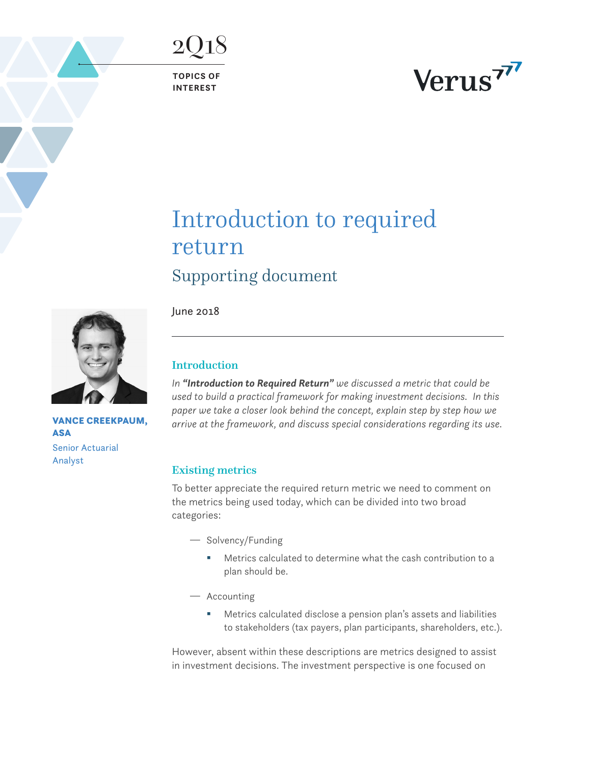2Q18

TOPICS OF INTEREST

Verus

# Introduction to required return

## Supporting document

June 2018

**VANCE CREEKPAUM, ASA**

Senior Actuarial Analyst

### Introduction

*In* ***"Introduction to Required Return"*** *we discussed a metric that could be used to build a practical framework for making investment decisions. In this paper we take a closer look behind the concept, explain step by step how we arrive at the framework, and discuss special considerations regarding its use.*

### Existing metrics

To better appreciate the required return metric we need to comment on the metrics being used today, which can be divided into two broad categories:

- Solvency/Funding
  - Metrics calculated to determine what the cash contribution to a plan should be.
- Accounting
  - Metrics calculated disclose a pension plan's assets and liabilities to stakeholders (tax payers, plan participants, shareholders, etc.).

However, absent within these descriptions are metrics designed to assist in investment decisions. The investment perspective is one focused on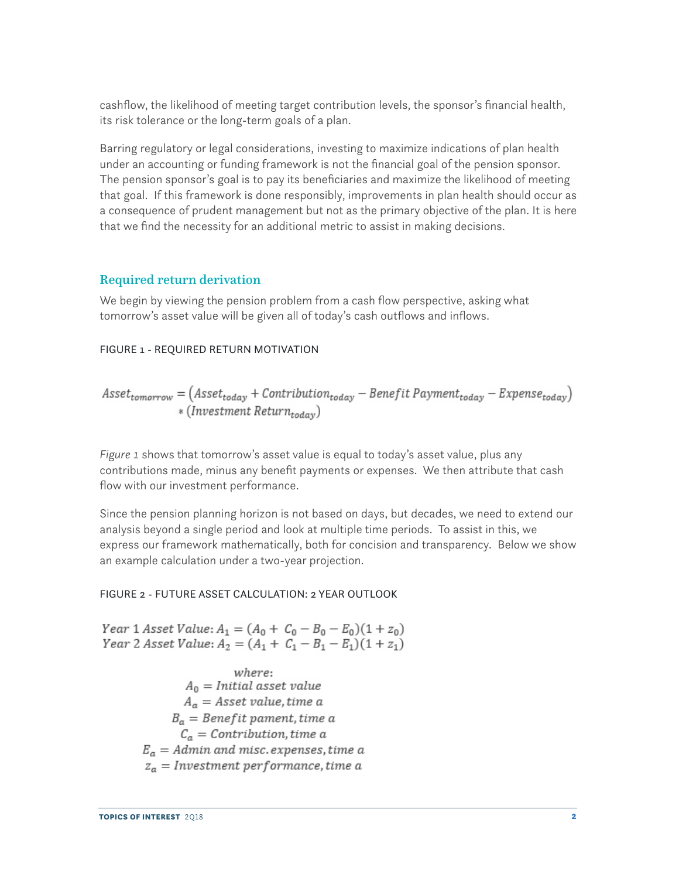cashflow, the likelihood of meeting target contribution levels, the sponsor's financial health, its risk tolerance or the long-term goals of a plan.

Barring regulatory or legal considerations, investing to maximize indications of plan health under an accounting or funding framework is not the financial goal of the pension sponsor. The pension sponsor's goal is to pay its beneficiaries and maximize the likelihood of meeting that goal. If this framework is done responsibly, improvements in plan health should occur as a consequence of prudent management but not as the primary objective of the plan. It is here that we find the necessity for an additional metric to assist in making decisions.

## Required return derivation

We begin by viewing the pension problem from a cash flow perspective, asking what tomorrow's asset value will be given all of today's cash outflows and inflows.

FIGURE 1 - REQUIRED RETURN MOTIVATION

$$Asset_{tomorrow} = \left(Asset_{today} + Contribution_{today} - Benefit\ Payment_{today} - Expense_{today}\right) * \left(Investment\ Return_{today}\right)$$

*Figure 1* shows that tomorrow's asset value is equal to today's asset value, plus any contributions made, minus any benefit payments or expenses. We then attribute that cash flow with our investment performance.

Since the pension planning horizon is not based on days, but decades, we need to extend our analysis beyond a single period and look at multiple time periods. To assist in this, we express our framework mathematically, both for concision and transparency. Below we show an example calculation under a two-year projection.

FIGURE 2 - FUTURE ASSET CALCULATION: 2 YEAR OUTLOOK

$$Year\ 1\ Asset\ Value: A_1 = (A_0 + C_0 - B_0 - E_0)(1 + z_0)$$
$$Year\ 2\ Asset\ Value: A_2 = (A_1 + C_1 - B_1 - E_1)(1 + z_1)$$

where:

$$A_0 = Initial\ asset\ value$$
$$A_a = Asset\ value, time\ a$$
$$B_a = Benefit\ pament, time\ a$$
$$C_a = Contribution, time\ a$$
$$E_a = Admin\ and\ misc.\ expenses, time\ a$$
$$z_a = Investment\ performance, time\ a$$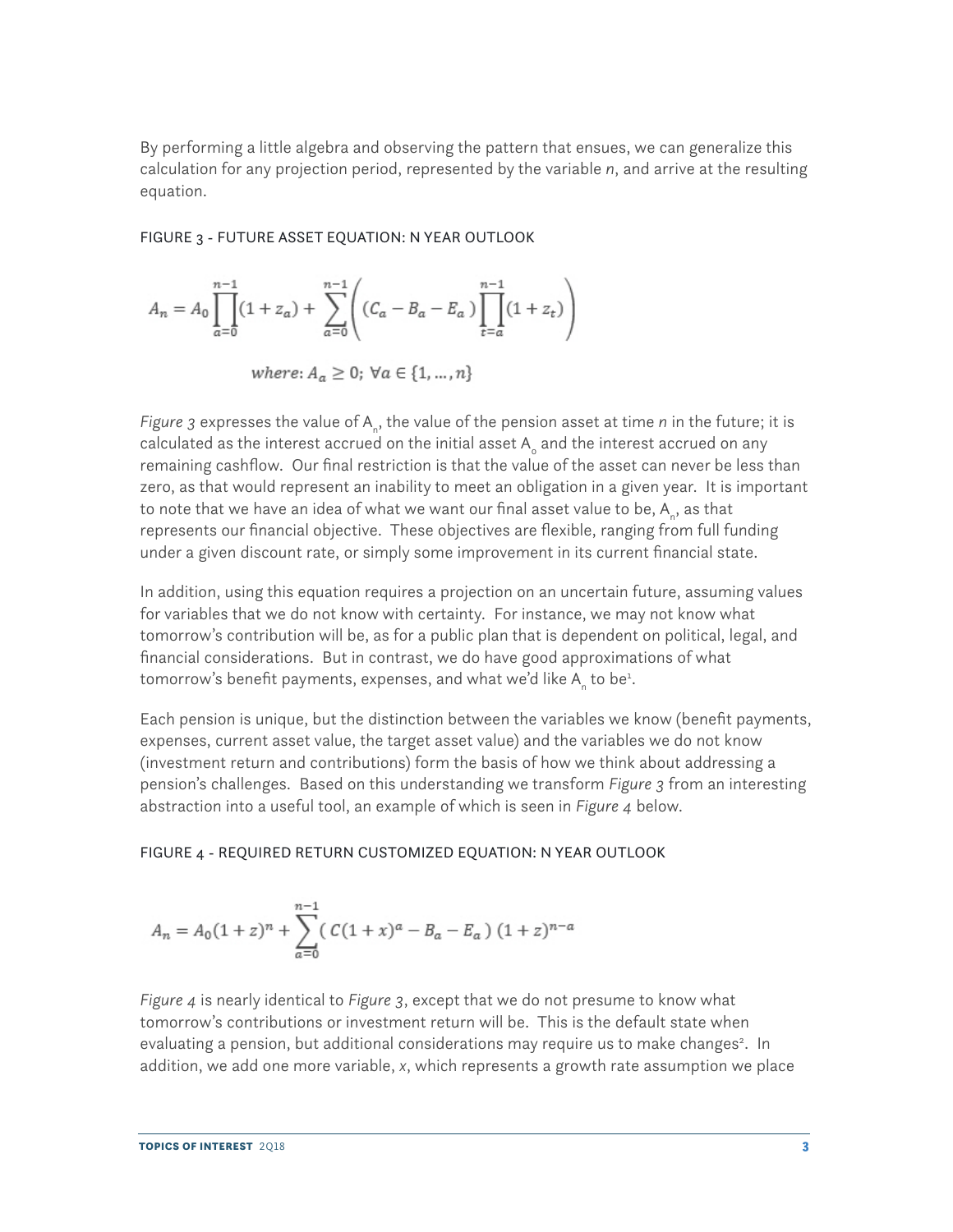By performing a little algebra and observing the pattern that ensues, we can generalize this calculation for any projection period, represented by the variable *n*, and arrive at the resulting equation.

FIGURE 3 - FUTURE ASSET EQUATION: N YEAR OUTLOOK

$$A_n = A_0 \prod_{a=0}^{n-1}(1 + z_a) + \sum_{a=0}^{n-1}\left( (C_a - B_a - E_a) \prod_{t=a}^{n-1}(1 + z_t) \right)$$

$$where\text{: } A_a \geq 0;\ \forall a \in \{1, \ldots, n\}$$

*Figure 3* expresses the value of $A_n$, the value of the pension asset at time *n* in the future; it is calculated as the interest accrued on the initial asset $A_0$ and the interest accrued on any remaining cashflow. Our final restriction is that the value of the asset can never be less than zero, as that would represent an inability to meet an obligation in a given year. It is important to note that we have an idea of what we want our final asset value to be, $A_n$, as that represents our financial objective. These objectives are flexible, ranging from full funding under a given discount rate, or simply some improvement in its current financial state.

In addition, using this equation requires a projection on an uncertain future, assuming values for variables that we do not know with certainty. For instance, we may not know what tomorrow's contribution will be, as for a public plan that is dependent on political, legal, and financial considerations. But in contrast, we do have good approximations of what tomorrow's benefit payments, expenses, and what we'd like $A_n$ to be[1].

Each pension is unique, but the distinction between the variables we know (benefit payments, expenses, current asset value, the target asset value) and the variables we do not know (investment return and contributions) form the basis of how we think about addressing a pension's challenges. Based on this understanding we transform *Figure 3* from an interesting abstraction into a useful tool, an example of which is seen in *Figure 4* below.

FIGURE 4 - REQUIRED RETURN CUSTOMIZED EQUATION: N YEAR OUTLOOK

$$A_n = A_0(1 + z)^n + \sum_{a=0}^{n-1}(\, C(1 + x)^a - B_a - E_a \,)\,(1 + z)^{n-a}$$

*Figure 4* is nearly identical to *Figure 3*, except that we do not presume to know what tomorrow's contributions or investment return will be. This is the default state when evaluating a pension, but additional considerations may require us to make changes[2]. In addition, we add one more variable, *x*, which represents a growth rate assumption we place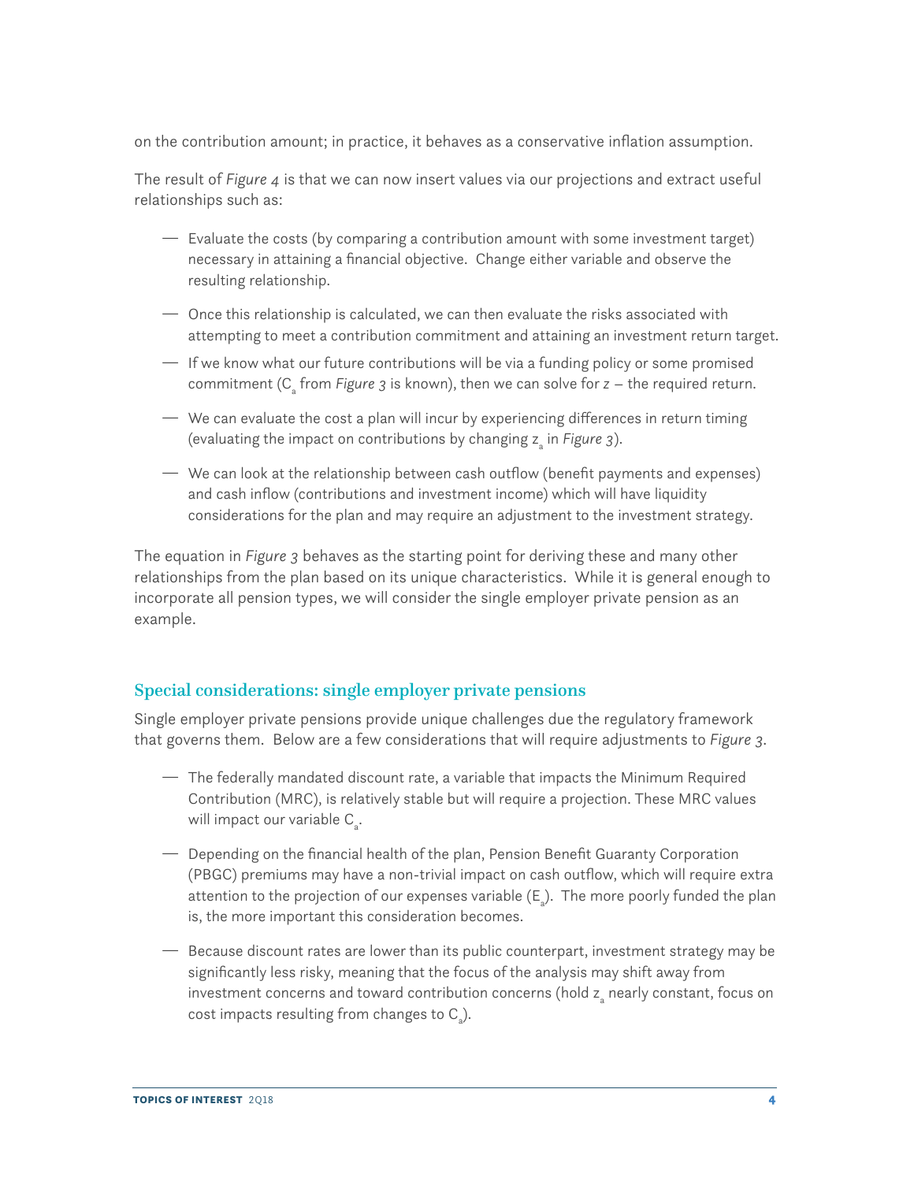on the contribution amount; in practice, it behaves as a conservative inflation assumption.

The result of *Figure 4* is that we can now insert values via our projections and extract useful relationships such as:

- Evaluate the costs (by comparing a contribution amount with some investment target) necessary in attaining a financial objective. Change either variable and observe the resulting relationship.
- Once this relationship is calculated, we can then evaluate the risks associated with attempting to meet a contribution commitment and attaining an investment return target.
- If we know what our future contributions will be via a funding policy or some promised commitment ($C_a$ from *Figure 3* is known), then we can solve for $z$ – the required return.
- We can evaluate the cost a plan will incur by experiencing differences in return timing (evaluating the impact on contributions by changing $z_a$ in *Figure 3*).
- We can look at the relationship between cash outflow (benefit payments and expenses) and cash inflow (contributions and investment income) which will have liquidity considerations for the plan and may require an adjustment to the investment strategy.

The equation in *Figure 3* behaves as the starting point for deriving these and many other relationships from the plan based on its unique characteristics. While it is general enough to incorporate all pension types, we will consider the single employer private pension as an example.

## Special considerations: single employer private pensions

Single employer private pensions provide unique challenges due the regulatory framework that governs them. Below are a few considerations that will require adjustments to *Figure 3*.

- The federally mandated discount rate, a variable that impacts the Minimum Required Contribution (MRC), is relatively stable but will require a projection. These MRC values will impact our variable $C_a$.
- Depending on the financial health of the plan, Pension Benefit Guaranty Corporation (PBGC) premiums may have a non-trivial impact on cash outflow, which will require extra attention to the projection of our expenses variable ($E_a$). The more poorly funded the plan is, the more important this consideration becomes.
- Because discount rates are lower than its public counterpart, investment strategy may be significantly less risky, meaning that the focus of the analysis may shift away from investment concerns and toward contribution concerns (hold $z_a$ nearly constant, focus on cost impacts resulting from changes to $C_a$).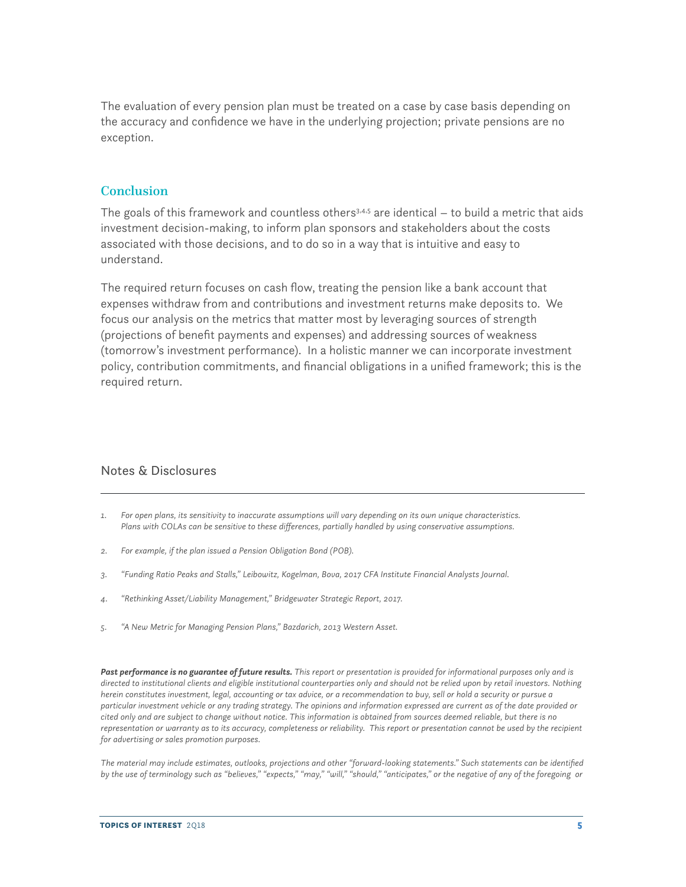The evaluation of every pension plan must be treated on a case by case basis depending on the accuracy and confidence we have in the underlying projection; private pensions are no exception.

## Conclusion

The goals of this framework and countless others[3,4,5] are identical – to build a metric that aids investment decision-making, to inform plan sponsors and stakeholders about the costs associated with those decisions, and to do so in a way that is intuitive and easy to understand.

The required return focuses on cash flow, treating the pension like a bank account that expenses withdraw from and contributions and investment returns make deposits to. We focus our analysis on the metrics that matter most by leveraging sources of strength (projections of benefit payments and expenses) and addressing sources of weakness (tomorrow's investment performance). In a holistic manner we can incorporate investment policy, contribution commitments, and financial obligations in a unified framework; this is the required return.

## Notes & Disclosures

1. *For open plans, its sensitivity to inaccurate assumptions will vary depending on its own unique characteristics. Plans with COLAs can be sensitive to these differences, partially handled by using conservative assumptions.*

2. *For example, if the plan issued a Pension Obligation Bond (POB).*

3. *"Funding Ratio Peaks and Stalls," Leibowitz, Kogelman, Bova, 2017 CFA Institute Financial Analysts Journal.*

4. *"Rethinking Asset/Liability Management," Bridgewater Strategic Report, 2017.*

5. *"A New Metric for Managing Pension Plans," Bazdarich, 2013 Western Asset.*

***Past performance is no guarantee of future results.*** *This report or presentation is provided for informational purposes only and is directed to institutional clients and eligible institutional counterparties only and should not be relied upon by retail investors. Nothing herein constitutes investment, legal, accounting or tax advice, or a recommendation to buy, sell or hold a security or pursue a particular investment vehicle or any trading strategy. The opinions and information expressed are current as of the date provided or cited only and are subject to change without notice. This information is obtained from sources deemed reliable, but there is no representation or warranty as to its accuracy, completeness or reliability. This report or presentation cannot be used by the recipient for advertising or sales promotion purposes.*

*The material may include estimates, outlooks, projections and other "forward-looking statements." Such statements can be identified by the use of terminology such as "believes," "expects," "may," "will," "should," "anticipates," or the negative of any of the foregoing or*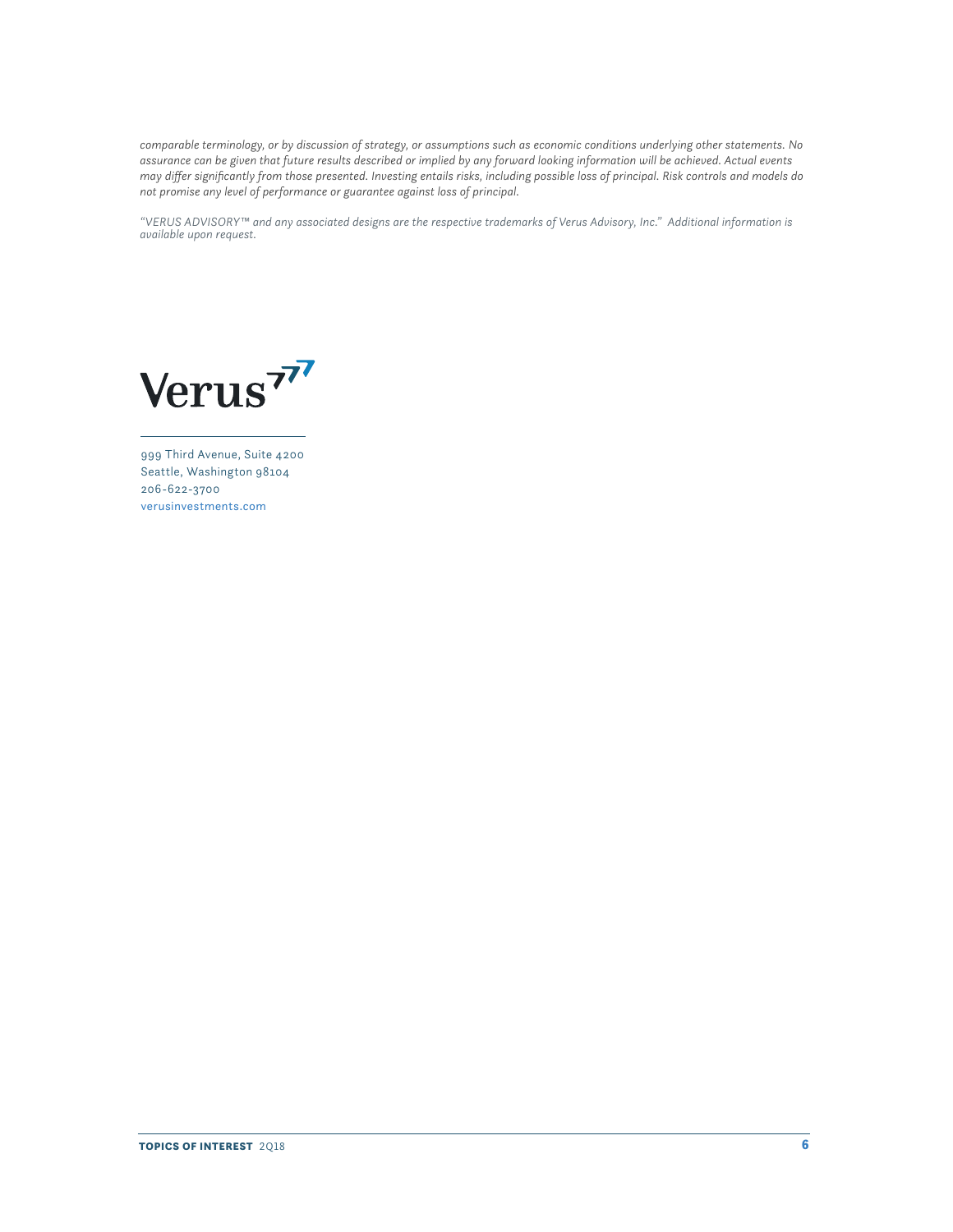*comparable terminology, or by discussion of strategy, or assumptions such as economic conditions underlying other statements. No assurance can be given that future results described or implied by any forward looking information will be achieved. Actual events may differ significantly from those presented. Investing entails risks, including possible loss of principal. Risk controls and models do not promise any level of performance or guarantee against loss of principal.*

*"VERUS ADVISORY™ and any associated designs are the respective trademarks of Verus Advisory, Inc." Additional information is available upon request.*

Verus

999 Third Avenue, Suite 4200
Seattle, Washington 98104
206-622-3700
verusinvestments.com